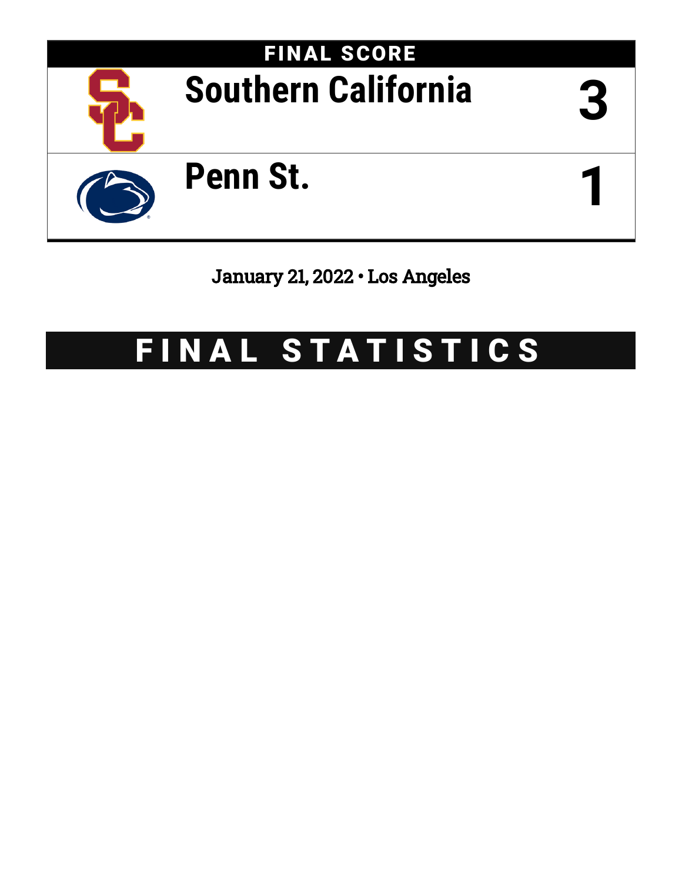# FINAL SCORE

| Team | Score |
|---|---|
| Southern California | 3 |
| Penn St. | 1 |

January 21, 2022 • Los Angeles

# FINAL STATISTICS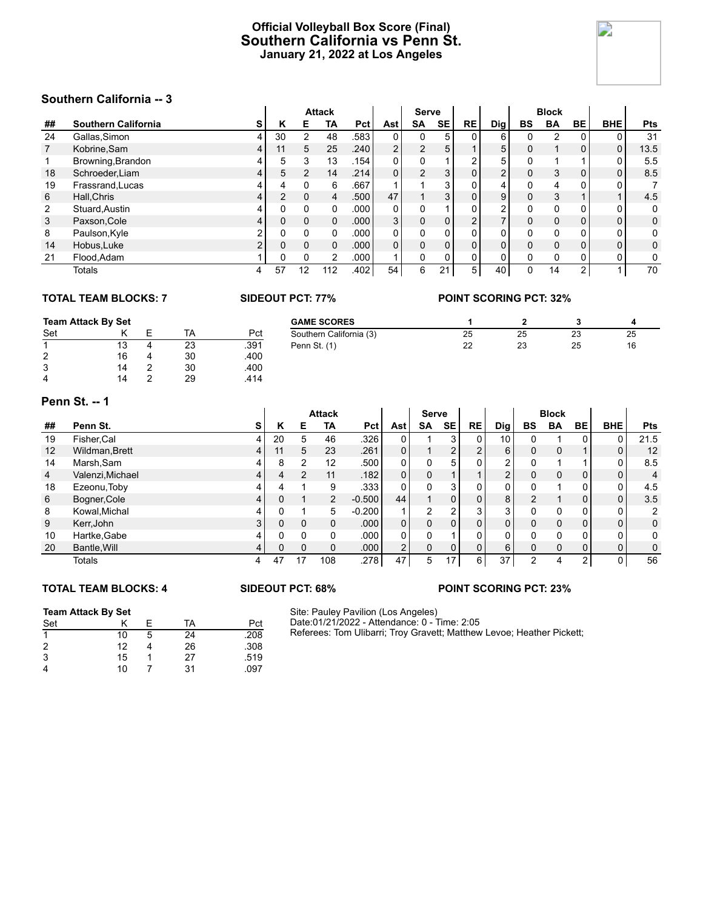# Official Volleyball Box Score (Final)
## Southern California vs Penn St.
### January 21, 2022 at Los Angeles

### Southern California -- 3

| | | | Attack | | | | | Serve | | | | Block | | | | |
|---|---|---|---|---|---|---|---|---|---|---|---|---|---|---|---|---|
| ## | Southern California | S | K | E | TA | Pct | Ast | SA | SE | RE | Dig | BS | BA | BE | BHE | Pts |
| 24 | Gallas,Simon | 4 | 30 | 2 | 48 | .583 | 0 | 0 | 5 | 0 | 6 | 0 | 2 | 0 | 0 | 31 |
| 7 | Kobrine,Sam | 4 | 11 | 5 | 25 | .240 | 2 | 2 | 5 | 1 | 5 | 0 | 1 | 0 | 0 | 13.5 |
| 1 | Browning,Brandon | 4 | 5 | 3 | 13 | .154 | 0 | 0 | 1 | 2 | 5 | 0 | 1 | 1 | 0 | 5.5 |
| 18 | Schroeder,Liam | 4 | 5 | 2 | 14 | .214 | 0 | 2 | 3 | 0 | 2 | 0 | 3 | 0 | 0 | 8.5 |
| 19 | Frassrand,Lucas | 4 | 4 | 0 | 6 | .667 | 1 | 1 | 3 | 0 | 4 | 0 | 4 | 0 | 0 | 7 |
| 6 | Hall,Chris | 4 | 2 | 0 | 4 | .500 | 47 | 1 | 3 | 0 | 9 | 0 | 3 | 1 | 1 | 4.5 |
| 2 | Stuard,Austin | 4 | 0 | 0 | 0 | .000 | 0 | 0 | 1 | 0 | 2 | 0 | 0 | 0 | 0 | 0 |
| 3 | Paxson,Cole | 4 | 0 | 0 | 0 | .000 | 3 | 0 | 0 | 2 | 7 | 0 | 0 | 0 | 0 | 0 |
| 8 | Paulson,Kyle | 2 | 0 | 0 | 0 | .000 | 0 | 0 | 0 | 0 | 0 | 0 | 0 | 0 | 0 | 0 |
| 14 | Hobus,Luke | 2 | 0 | 0 | 0 | .000 | 0 | 0 | 0 | 0 | 0 | 0 | 0 | 0 | 0 | 0 |
| 21 | Flood,Adam | 1 | 0 | 0 | 2 | .000 | 1 | 0 | 0 | 0 | 0 | 0 | 0 | 0 | 0 | 0 |
| | Totals | 4 | 57 | 12 | 112 | .402 | 54 | 6 | 21 | 5 | 40 | 0 | 14 | 2 | 1 | 70 |

**TOTAL TEAM BLOCKS: 7** **SIDEOUT PCT: 77%** **POINT SCORING PCT: 32%**

**Team Attack By Set**

| Set | K | E | TA | Pct |
|---|---|---|---|---|
| 1 | 13 | 4 | 23 | .391 |
| 2 | 16 | 4 | 30 | .400 |
| 3 | 14 | 2 | 30 | .400 |
| 4 | 14 | 2 | 29 | .414 |

| GAME SCORES | 1 | 2 | 3 | 4 |
|---|---|---|---|---|
| Southern California (3) | 25 | 25 | 23 | 25 |
| Penn St. (1) | 22 | 23 | 25 | 16 |

### Penn St. -- 1

| | | | Attack | | | | | Serve | | | | Block | | | | |
|---|---|---|---|---|---|---|---|---|---|---|---|---|---|---|---|---|
| ## | Penn St. | S | K | E | TA | Pct | Ast | SA | SE | RE | Dig | BS | BA | BE | BHE | Pts |
| 19 | Fisher,Cal | 4 | 20 | 5 | 46 | .326 | 0 | 1 | 3 | 0 | 10 | 0 | 1 | 0 | 0 | 21.5 |
| 12 | Wildman,Brett | 4 | 11 | 5 | 23 | .261 | 0 | 1 | 2 | 2 | 6 | 0 | 0 | 1 | 0 | 12 |
| 14 | Marsh,Sam | 4 | 8 | 2 | 12 | .500 | 0 | 0 | 5 | 0 | 2 | 0 | 1 | 1 | 0 | 8.5 |
| 4 | Valenzi,Michael | 4 | 4 | 2 | 11 | .182 | 0 | 0 | 1 | 1 | 2 | 0 | 0 | 0 | 0 | 4 |
| 18 | Ezeonu,Toby | 4 | 4 | 1 | 9 | .333 | 0 | 0 | 3 | 0 | 0 | 0 | 1 | 0 | 0 | 4.5 |
| 6 | Bogner,Cole | 4 | 0 | 1 | 2 | -0.500 | 44 | 1 | 0 | 0 | 8 | 2 | 1 | 0 | 0 | 3.5 |
| 8 | Kowal,Michal | 4 | 0 | 1 | 5 | -0.200 | 1 | 2 | 2 | 3 | 3 | 0 | 0 | 0 | 0 | 2 |
| 9 | Kerr,John | 3 | 0 | 0 | 0 | .000 | 0 | 0 | 0 | 0 | 0 | 0 | 0 | 0 | 0 | 0 |
| 10 | Hartke,Gabe | 4 | 0 | 0 | 0 | .000 | 0 | 0 | 1 | 0 | 0 | 0 | 0 | 0 | 0 | 0 |
| 20 | Bantle,Will | 4 | 0 | 0 | 0 | .000 | 2 | 0 | 0 | 0 | 6 | 0 | 0 | 0 | 0 | 0 |
| | Totals | 4 | 47 | 17 | 108 | .278 | 47 | 5 | 17 | 6 | 37 | 2 | 4 | 2 | 0 | 56 |

**TOTAL TEAM BLOCKS: 4** **SIDEOUT PCT: 68%** **POINT SCORING PCT: 23%**

**Team Attack By Set**

| Set | K | E | TA | Pct |
|---|---|---|---|---|
| 1 | 10 | 5 | 24 | .208 |
| 2 | 12 | 4 | 26 | .308 |
| 3 | 15 | 1 | 27 | .519 |
| 4 | 10 | 7 | 31 | .097 |

Site: Pauley Pavilion (Los Angeles)
Date:01/21/2022 - Attendance: 0 - Time: 2:05
Referees: Tom Ulibarri; Troy Gravett; Matthew Levoe; Heather Pickett;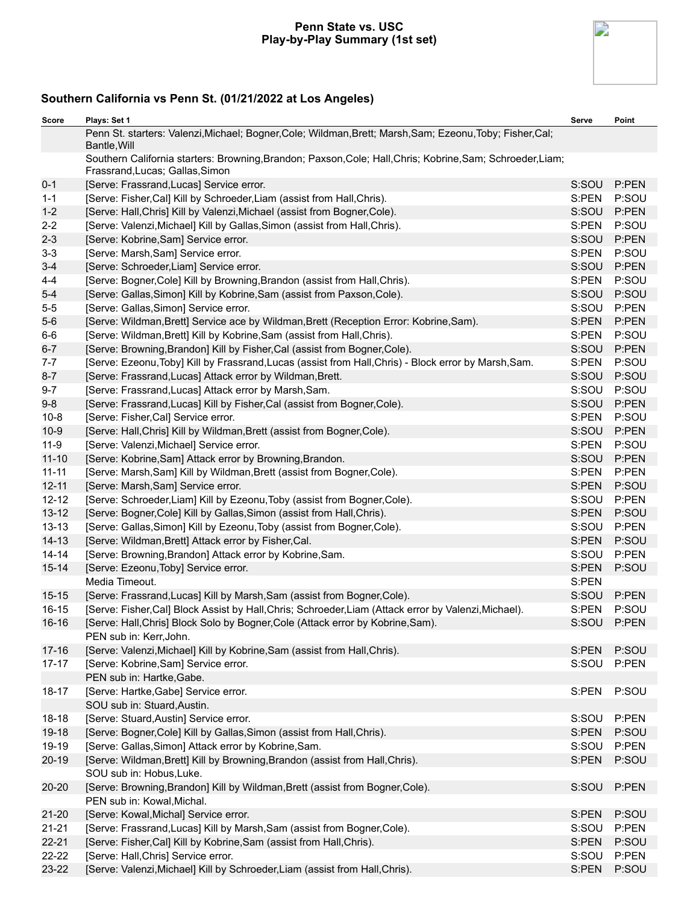**Penn State vs. USC**
**Play-by-Play Summary (1st set)**

## Southern California vs Penn St. (01/21/2022 at Los Angeles)

| Score | Plays: Set 1 | Serve | Point |
|---|---|---|---|
| | Penn St. starters: Valenzi,Michael; Bogner,Cole; Wildman,Brett; Marsh,Sam; Ezeonu,Toby; Fisher,Cal; Bantle,Will | | |
| | Southern California starters: Browning,Brandon; Paxson,Cole; Hall,Chris; Kobrine,Sam; Schroeder,Liam; Frassrand,Lucas; Gallas,Simon | | |
| 0-1 | [Serve: Frassrand,Lucas] Service error. | S:SOU | P:PEN |
| 1-1 | [Serve: Fisher,Cal] Kill by Schroeder,Liam (assist from Hall,Chris). | S:PEN | P:SOU |
| 1-2 | [Serve: Hall,Chris] Kill by Valenzi,Michael (assist from Bogner,Cole). | S:SOU | P:PEN |
| 2-2 | [Serve: Valenzi,Michael] Kill by Gallas,Simon (assist from Hall,Chris). | S:PEN | P:SOU |
| 2-3 | [Serve: Kobrine,Sam] Service error. | S:SOU | P:PEN |
| 3-3 | [Serve: Marsh,Sam] Service error. | S:PEN | P:SOU |
| 3-4 | [Serve: Schroeder,Liam] Service error. | S:SOU | P:PEN |
| 4-4 | [Serve: Bogner,Cole] Kill by Browning,Brandon (assist from Hall,Chris). | S:PEN | P:SOU |
| 5-4 | [Serve: Gallas,Simon] Kill by Kobrine,Sam (assist from Paxson,Cole). | S:SOU | P:SOU |
| 5-5 | [Serve: Gallas,Simon] Service error. | S:SOU | P:PEN |
| 5-6 | [Serve: Wildman,Brett] Service ace by Wildman,Brett (Reception Error: Kobrine,Sam). | S:PEN | P:PEN |
| 6-6 | [Serve: Wildman,Brett] Kill by Kobrine,Sam (assist from Hall,Chris). | S:PEN | P:SOU |
| 6-7 | [Serve: Browning,Brandon] Kill by Fisher,Cal (assist from Bogner,Cole). | S:SOU | P:PEN |
| 7-7 | [Serve: Ezeonu,Toby] Kill by Frassrand,Lucas (assist from Hall,Chris) - Block error by Marsh,Sam. | S:PEN | P:SOU |
| 8-7 | [Serve: Frassrand,Lucas] Attack error by Wildman,Brett. | S:SOU | P:SOU |
| 9-7 | [Serve: Frassrand,Lucas] Attack error by Marsh,Sam. | S:SOU | P:SOU |
| 9-8 | [Serve: Frassrand,Lucas] Kill by Fisher,Cal (assist from Bogner,Cole). | S:SOU | P:PEN |
| 10-8 | [Serve: Fisher,Cal] Service error. | S:PEN | P:SOU |
| 10-9 | [Serve: Hall,Chris] Kill by Wildman,Brett (assist from Bogner,Cole). | S:SOU | P:PEN |
| 11-9 | [Serve: Valenzi,Michael] Service error. | S:PEN | P:SOU |
| 11-10 | [Serve: Kobrine,Sam] Attack error by Browning,Brandon. | S:SOU | P:PEN |
| 11-11 | [Serve: Marsh,Sam] Kill by Wildman,Brett (assist from Bogner,Cole). | S:PEN | P:PEN |
| 12-11 | [Serve: Marsh,Sam] Service error. | S:PEN | P:SOU |
| 12-12 | [Serve: Schroeder,Liam] Kill by Ezeonu,Toby (assist from Bogner,Cole). | S:SOU | P:PEN |
| 13-12 | [Serve: Bogner,Cole] Kill by Gallas,Simon (assist from Hall,Chris). | S:PEN | P:SOU |
| 13-13 | [Serve: Gallas,Simon] Kill by Ezeonu,Toby (assist from Bogner,Cole). | S:SOU | P:PEN |
| 14-13 | [Serve: Wildman,Brett] Attack error by Fisher,Cal. | S:PEN | P:SOU |
| 14-14 | [Serve: Browning,Brandon] Attack error by Kobrine,Sam. | S:SOU | P:PEN |
| 15-14 | [Serve: Ezeonu,Toby] Service error. | S:PEN | P:SOU |
| | Media Timeout. | S:PEN | |
| 15-15 | [Serve: Frassrand,Lucas] Kill by Marsh,Sam (assist from Bogner,Cole). | S:SOU | P:PEN |
| 16-15 | [Serve: Fisher,Cal] Block Assist by Hall,Chris; Schroeder,Liam (Attack error by Valenzi,Michael). | S:PEN | P:SOU |
| 16-16 | [Serve: Hall,Chris] Block Solo by Bogner,Cole (Attack error by Kobrine,Sam). | S:SOU | P:PEN |
| | PEN sub in: Kerr,John. | | |
| 17-16 | [Serve: Valenzi,Michael] Kill by Kobrine,Sam (assist from Hall,Chris). | S:PEN | P:SOU |
| 17-17 | [Serve: Kobrine,Sam] Service error. | S:SOU | P:PEN |
| | PEN sub in: Hartke,Gabe. | | |
| 18-17 | [Serve: Hartke,Gabe] Service error. | S:PEN | P:SOU |
| | SOU sub in: Stuard,Austin. | | |
| 18-18 | [Serve: Stuard,Austin] Service error. | S:SOU | P:PEN |
| 19-18 | [Serve: Bogner,Cole] Kill by Gallas,Simon (assist from Hall,Chris). | S:PEN | P:SOU |
| 19-19 | [Serve: Gallas,Simon] Attack error by Kobrine,Sam. | S:SOU | P:PEN |
| 20-19 | [Serve: Wildman,Brett] Kill by Browning,Brandon (assist from Hall,Chris). | S:PEN | P:SOU |
| | SOU sub in: Hobus,Luke. | | |
| 20-20 | [Serve: Browning,Brandon] Kill by Wildman,Brett (assist from Bogner,Cole). | S:SOU | P:PEN |
| | PEN sub in: Kowal,Michal. | | |
| 21-20 | [Serve: Kowal,Michal] Service error. | S:PEN | P:SOU |
| 21-21 | [Serve: Frassrand,Lucas] Kill by Marsh,Sam (assist from Bogner,Cole). | S:SOU | P:PEN |
| 22-21 | [Serve: Fisher,Cal] Kill by Kobrine,Sam (assist from Hall,Chris). | S:PEN | P:SOU |
| 22-22 | [Serve: Hall,Chris] Service error. | S:SOU | P:PEN |
| 23-22 | [Serve: Valenzi,Michael] Kill by Schroeder,Liam (assist from Hall,Chris). | S:PEN | P:SOU |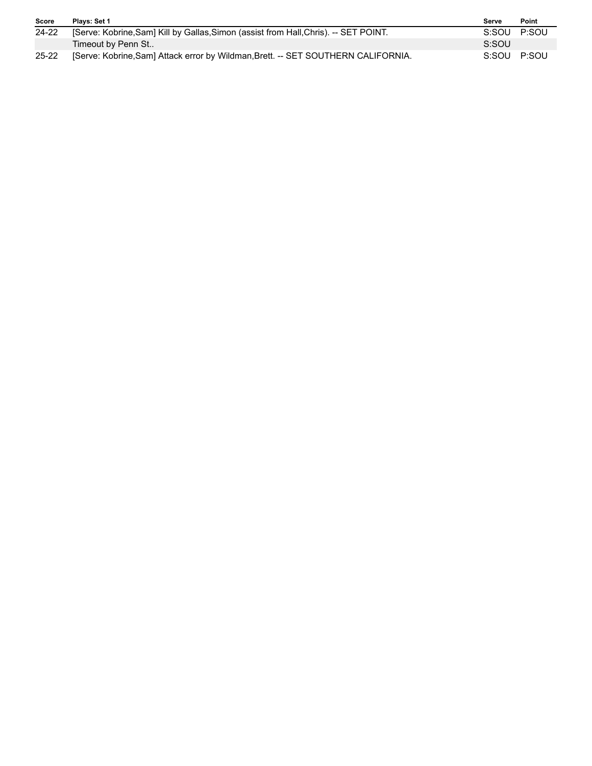| Score | Plays: Set 1 | Serve | Point |
| --- | --- | --- | --- |
| 24-22 | [Serve: Kobrine,Sam] Kill by Gallas,Simon (assist from Hall,Chris). -- SET POINT. | S:SOU | P:SOU |
| | Timeout by Penn St.. | S:SOU | |
| 25-22 | [Serve: Kobrine,Sam] Attack error by Wildman,Brett. -- SET SOUTHERN CALIFORNIA. | S:SOU | P:SOU |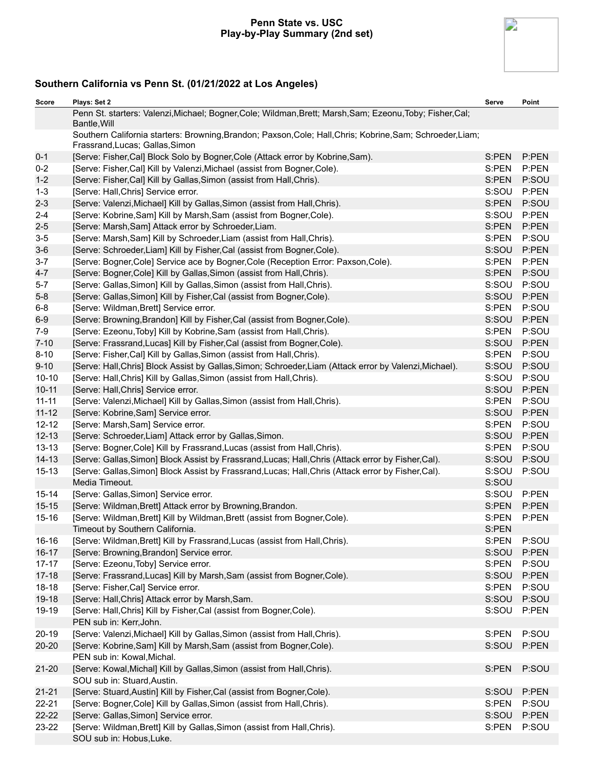# Penn State vs. USC
## Play-by-Play Summary (2nd set)

### Southern California vs Penn St. (01/21/2022 at Los Angeles)

| Score | Plays: Set 2 | Serve | Point |
|---|---|---|---|
| | Penn St. starters: Valenzi,Michael; Bogner,Cole; Wildman,Brett; Marsh,Sam; Ezeonu,Toby; Fisher,Cal; Bantle,Will | | |
| | Southern California starters: Browning,Brandon; Paxson,Cole; Hall,Chris; Kobrine,Sam; Schroeder,Liam; Frassrand,Lucas; Gallas,Simon | | |
| 0-1 | [Serve: Fisher,Cal] Block Solo by Bogner,Cole (Attack error by Kobrine,Sam). | S:PEN | P:PEN |
| 0-2 | [Serve: Fisher,Cal] Kill by Valenzi,Michael (assist from Bogner,Cole). | S:PEN | P:PEN |
| 1-2 | [Serve: Fisher,Cal] Kill by Gallas,Simon (assist from Hall,Chris). | S:PEN | P:SOU |
| 1-3 | [Serve: Hall,Chris] Service error. | S:SOU | P:PEN |
| 2-3 | [Serve: Valenzi,Michael] Kill by Gallas,Simon (assist from Hall,Chris). | S:PEN | P:SOU |
| 2-4 | [Serve: Kobrine,Sam] Kill by Marsh,Sam (assist from Bogner,Cole). | S:SOU | P:PEN |
| 2-5 | [Serve: Marsh,Sam] Attack error by Schroeder,Liam. | S:PEN | P:PEN |
| 3-5 | [Serve: Marsh,Sam] Kill by Schroeder,Liam (assist from Hall,Chris). | S:PEN | P:SOU |
| 3-6 | [Serve: Schroeder,Liam] Kill by Fisher,Cal (assist from Bogner,Cole). | S:SOU | P:PEN |
| 3-7 | [Serve: Bogner,Cole] Service ace by Bogner,Cole (Reception Error: Paxson,Cole). | S:PEN | P:PEN |
| 4-7 | [Serve: Bogner,Cole] Kill by Gallas,Simon (assist from Hall,Chris). | S:PEN | P:SOU |
| 5-7 | [Serve: Gallas,Simon] Kill by Gallas,Simon (assist from Hall,Chris). | S:SOU | P:SOU |
| 5-8 | [Serve: Gallas,Simon] Kill by Fisher,Cal (assist from Bogner,Cole). | S:SOU | P:PEN |
| 6-8 | [Serve: Wildman,Brett] Service error. | S:PEN | P:SOU |
| 6-9 | [Serve: Browning,Brandon] Kill by Fisher,Cal (assist from Bogner,Cole). | S:SOU | P:PEN |
| 7-9 | [Serve: Ezeonu,Toby] Kill by Kobrine,Sam (assist from Hall,Chris). | S:PEN | P:SOU |
| 7-10 | [Serve: Frassrand,Lucas] Kill by Fisher,Cal (assist from Bogner,Cole). | S:SOU | P:PEN |
| 8-10 | [Serve: Fisher,Cal] Kill by Gallas,Simon (assist from Hall,Chris). | S:PEN | P:SOU |
| 9-10 | [Serve: Hall,Chris] Block Assist by Gallas,Simon; Schroeder,Liam (Attack error by Valenzi,Michael). | S:SOU | P:SOU |
| 10-10 | [Serve: Hall,Chris] Kill by Gallas,Simon (assist from Hall,Chris). | S:SOU | P:SOU |
| 10-11 | [Serve: Hall,Chris] Service error. | S:SOU | P:PEN |
| 11-11 | [Serve: Valenzi,Michael] Kill by Gallas,Simon (assist from Hall,Chris). | S:PEN | P:SOU |
| 11-12 | [Serve: Kobrine,Sam] Service error. | S:SOU | P:PEN |
| 12-12 | [Serve: Marsh,Sam] Service error. | S:PEN | P:SOU |
| 12-13 | [Serve: Schroeder,Liam] Attack error by Gallas,Simon. | S:SOU | P:PEN |
| 13-13 | [Serve: Bogner,Cole] Kill by Frassrand,Lucas (assist from Hall,Chris). | S:PEN | P:SOU |
| 14-13 | [Serve: Gallas,Simon] Block Assist by Frassrand,Lucas; Hall,Chris (Attack error by Fisher,Cal). | S:SOU | P:SOU |
| 15-13 | [Serve: Gallas,Simon] Block Assist by Frassrand,Lucas; Hall,Chris (Attack error by Fisher,Cal). | S:SOU | P:SOU |
| | Media Timeout. | S:SOU | |
| 15-14 | [Serve: Gallas,Simon] Service error. | S:SOU | P:PEN |
| 15-15 | [Serve: Wildman,Brett] Attack error by Browning,Brandon. | S:PEN | P:PEN |
| 15-16 | [Serve: Wildman,Brett] Kill by Wildman,Brett (assist from Bogner,Cole). | S:PEN | P:PEN |
| | Timeout by Southern California. | S:PEN | |
| 16-16 | [Serve: Wildman,Brett] Kill by Frassrand,Lucas (assist from Hall,Chris). | S:PEN | P:SOU |
| 16-17 | [Serve: Browning,Brandon] Service error. | S:SOU | P:PEN |
| 17-17 | [Serve: Ezeonu,Toby] Service error. | S:PEN | P:SOU |
| 17-18 | [Serve: Frassrand,Lucas] Kill by Marsh,Sam (assist from Bogner,Cole). | S:SOU | P:PEN |
| 18-18 | [Serve: Fisher,Cal] Service error. | S:PEN | P:SOU |
| 19-18 | [Serve: Hall,Chris] Attack error by Marsh,Sam. | S:SOU | P:SOU |
| 19-19 | [Serve: Hall,Chris] Kill by Fisher,Cal (assist from Bogner,Cole). | S:SOU | P:PEN |
| | PEN sub in: Kerr,John. | | |
| 20-19 | [Serve: Valenzi,Michael] Kill by Gallas,Simon (assist from Hall,Chris). | S:PEN | P:SOU |
| 20-20 | [Serve: Kobrine,Sam] Kill by Marsh,Sam (assist from Bogner,Cole). | S:SOU | P:PEN |
| | PEN sub in: Kowal,Michal. | | |
| 21-20 | [Serve: Kowal,Michal] Kill by Gallas,Simon (assist from Hall,Chris). | S:PEN | P:SOU |
| | SOU sub in: Stuard,Austin. | | |
| 21-21 | [Serve: Stuard,Austin] Kill by Fisher,Cal (assist from Bogner,Cole). | S:SOU | P:PEN |
| 22-21 | [Serve: Bogner,Cole] Kill by Gallas,Simon (assist from Hall,Chris). | S:PEN | P:SOU |
| 22-22 | [Serve: Gallas,Simon] Service error. | S:SOU | P:PEN |
| 23-22 | [Serve: Wildman,Brett] Kill by Gallas,Simon (assist from Hall,Chris). | S:PEN | P:SOU |
| | SOU sub in: Hobus,Luke. | | |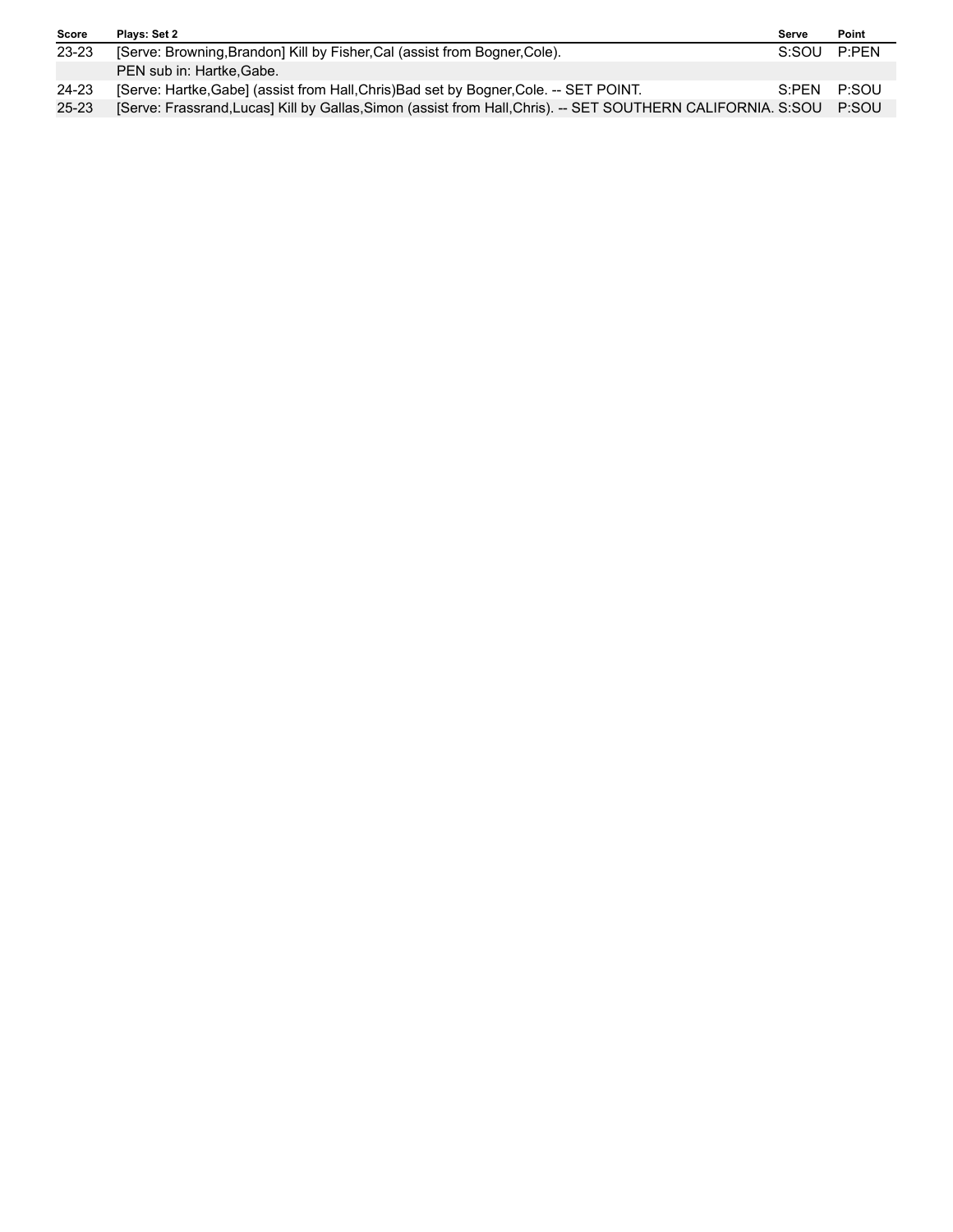| Score | Plays: Set 2 | Serve | Point |
|---|---|---|---|
| 23-23 | [Serve: Browning,Brandon] Kill by Fisher,Cal (assist from Bogner,Cole). | S:SOU | P:PEN |
| | PEN sub in: Hartke,Gabe. | | |
| 24-23 | [Serve: Hartke,Gabe] (assist from Hall,Chris)Bad set by Bogner,Cole. -- SET POINT. | S:PEN | P:SOU |
| 25-23 | [Serve: Frassrand,Lucas] Kill by Gallas,Simon (assist from Hall,Chris). -- SET SOUTHERN CALIFORNIA. | S:SOU | P:SOU |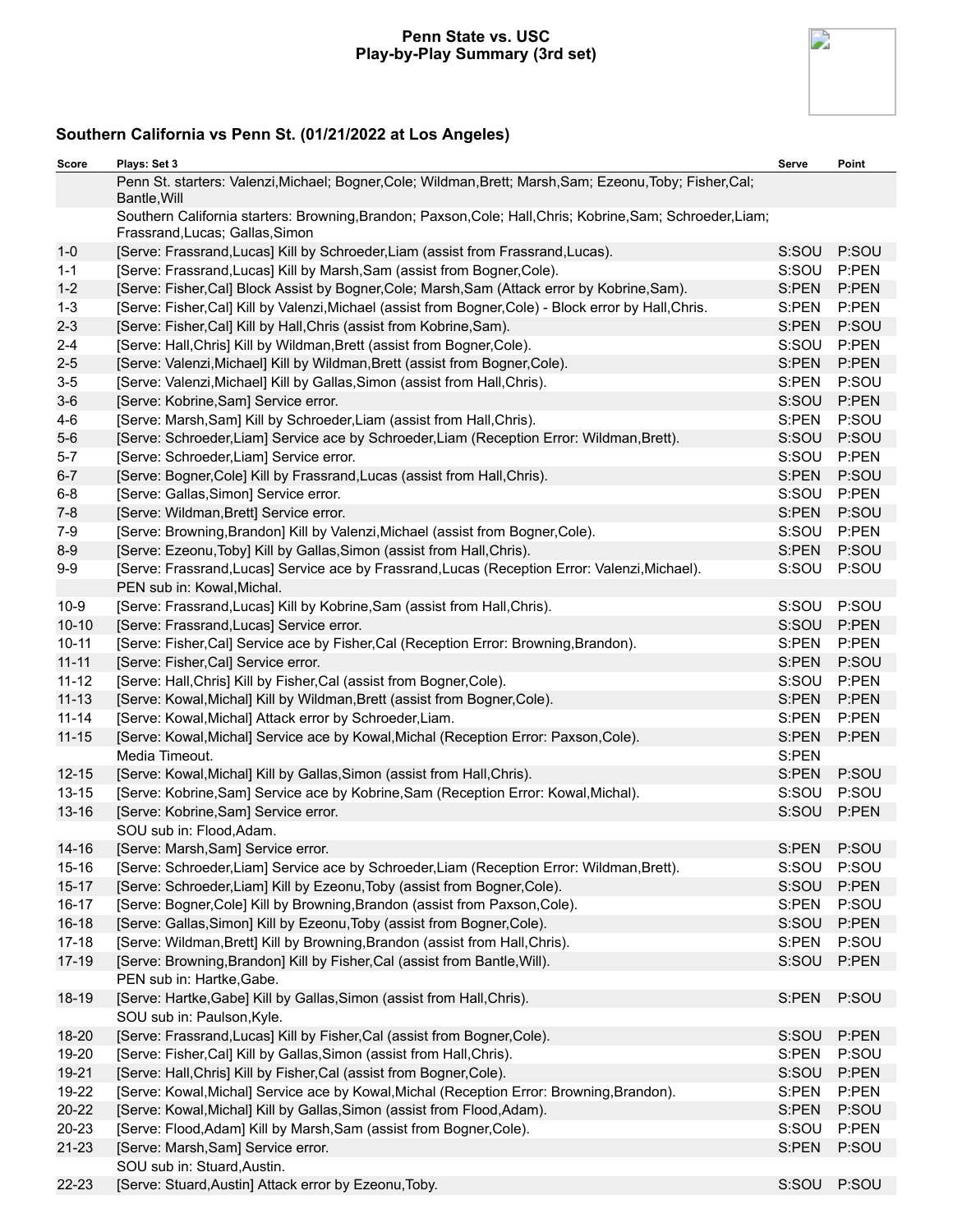**Penn State vs. USC**
**Play-by-Play Summary (3rd set)**

## Southern California vs Penn St. (01/21/2022 at Los Angeles)

| Score | Plays: Set 3 | Serve | Point |
|---|---|---|---|
| | Penn St. starters: Valenzi,Michael; Bogner,Cole; Wildman,Brett; Marsh,Sam; Ezeonu,Toby; Fisher,Cal; Bantle,Will | | |
| | Southern California starters: Browning,Brandon; Paxson,Cole; Hall,Chris; Kobrine,Sam; Schroeder,Liam; Frassrand,Lucas; Gallas,Simon | | |
| 1-0 | [Serve: Frassrand,Lucas] Kill by Schroeder,Liam (assist from Frassrand,Lucas). | S:SOU | P:SOU |
| 1-1 | [Serve: Frassrand,Lucas] Kill by Marsh,Sam (assist from Bogner,Cole). | S:SOU | P:PEN |
| 1-2 | [Serve: Fisher,Cal] Block Assist by Bogner,Cole; Marsh,Sam (Attack error by Kobrine,Sam). | S:PEN | P:PEN |
| 1-3 | [Serve: Fisher,Cal] Kill by Valenzi,Michael (assist from Bogner,Cole) - Block error by Hall,Chris. | S:PEN | P:PEN |
| 2-3 | [Serve: Fisher,Cal] Kill by Hall,Chris (assist from Kobrine,Sam). | S:PEN | P:SOU |
| 2-4 | [Serve: Hall,Chris] Kill by Wildman,Brett (assist from Bogner,Cole). | S:SOU | P:PEN |
| 2-5 | [Serve: Valenzi,Michael] Kill by Wildman,Brett (assist from Bogner,Cole). | S:PEN | P:PEN |
| 3-5 | [Serve: Valenzi,Michael] Kill by Gallas,Simon (assist from Hall,Chris). | S:PEN | P:SOU |
| 3-6 | [Serve: Kobrine,Sam] Service error. | S:SOU | P:PEN |
| 4-6 | [Serve: Marsh,Sam] Kill by Schroeder,Liam (assist from Hall,Chris). | S:PEN | P:SOU |
| 5-6 | [Serve: Schroeder,Liam] Service ace by Schroeder,Liam (Reception Error: Wildman,Brett). | S:SOU | P:SOU |
| 5-7 | [Serve: Schroeder,Liam] Service error. | S:SOU | P:PEN |
| 6-7 | [Serve: Bogner,Cole] Kill by Frassrand,Lucas (assist from Hall,Chris). | S:PEN | P:SOU |
| 6-8 | [Serve: Gallas,Simon] Service error. | S:SOU | P:PEN |
| 7-8 | [Serve: Wildman,Brett] Service error. | S:PEN | P:SOU |
| 7-9 | [Serve: Browning,Brandon] Kill by Valenzi,Michael (assist from Bogner,Cole). | S:SOU | P:PEN |
| 8-9 | [Serve: Ezeonu,Toby] Kill by Gallas,Simon (assist from Hall,Chris). | S:PEN | P:SOU |
| 9-9 | [Serve: Frassrand,Lucas] Service ace by Frassrand,Lucas (Reception Error: Valenzi,Michael). | S:SOU | P:SOU |
| | PEN sub in: Kowal,Michal. | | |
| 10-9 | [Serve: Frassrand,Lucas] Kill by Kobrine,Sam (assist from Hall,Chris). | S:SOU | P:SOU |
| 10-10 | [Serve: Frassrand,Lucas] Service error. | S:SOU | P:PEN |
| 10-11 | [Serve: Fisher,Cal] Service ace by Fisher,Cal (Reception Error: Browning,Brandon). | S:PEN | P:PEN |
| 11-11 | [Serve: Fisher,Cal] Service error. | S:PEN | P:SOU |
| 11-12 | [Serve: Hall,Chris] Kill by Fisher,Cal (assist from Bogner,Cole). | S:SOU | P:PEN |
| 11-13 | [Serve: Kowal,Michal] Kill by Wildman,Brett (assist from Bogner,Cole). | S:PEN | P:PEN |
| 11-14 | [Serve: Kowal,Michal] Attack error by Schroeder,Liam. | S:PEN | P:PEN |
| 11-15 | [Serve: Kowal,Michal] Service ace by Kowal,Michal (Reception Error: Paxson,Cole). | S:PEN | P:PEN |
| | Media Timeout. | S:PEN | |
| 12-15 | [Serve: Kowal,Michal] Kill by Gallas,Simon (assist from Hall,Chris). | S:PEN | P:SOU |
| 13-15 | [Serve: Kobrine,Sam] Service ace by Kobrine,Sam (Reception Error: Kowal,Michal). | S:SOU | P:SOU |
| 13-16 | [Serve: Kobrine,Sam] Service error. | S:SOU | P:PEN |
| | SOU sub in: Flood,Adam. | | |
| 14-16 | [Serve: Marsh,Sam] Service error. | S:PEN | P:SOU |
| 15-16 | [Serve: Schroeder,Liam] Service ace by Schroeder,Liam (Reception Error: Wildman,Brett). | S:SOU | P:SOU |
| 15-17 | [Serve: Schroeder,Liam] Kill by Ezeonu,Toby (assist from Bogner,Cole). | S:SOU | P:PEN |
| 16-17 | [Serve: Bogner,Cole] Kill by Browning,Brandon (assist from Paxson,Cole). | S:PEN | P:SOU |
| 16-18 | [Serve: Gallas,Simon] Kill by Ezeonu,Toby (assist from Bogner,Cole). | S:SOU | P:PEN |
| 17-18 | [Serve: Wildman,Brett] Kill by Browning,Brandon (assist from Hall,Chris). | S:PEN | P:SOU |
| 17-19 | [Serve: Browning,Brandon] Kill by Fisher,Cal (assist from Bantle,Will). | S:SOU | P:PEN |
| | PEN sub in: Hartke,Gabe. | | |
| 18-19 | [Serve: Hartke,Gabe] Kill by Gallas,Simon (assist from Hall,Chris). | S:PEN | P:SOU |
| | SOU sub in: Paulson,Kyle. | | |
| 18-20 | [Serve: Frassrand,Lucas] Kill by Fisher,Cal (assist from Bogner,Cole). | S:SOU | P:PEN |
| 19-20 | [Serve: Fisher,Cal] Kill by Gallas,Simon (assist from Hall,Chris). | S:PEN | P:SOU |
| 19-21 | [Serve: Hall,Chris] Kill by Fisher,Cal (assist from Bogner,Cole). | S:SOU | P:PEN |
| 19-22 | [Serve: Kowal,Michal] Service ace by Kowal,Michal (Reception Error: Browning,Brandon). | S:PEN | P:PEN |
| 20-22 | [Serve: Kowal,Michal] Kill by Gallas,Simon (assist from Flood,Adam). | S:PEN | P:SOU |
| 20-23 | [Serve: Flood,Adam] Kill by Marsh,Sam (assist from Bogner,Cole). | S:SOU | P:PEN |
| 21-23 | [Serve: Marsh,Sam] Service error. | S:PEN | P:SOU |
| | SOU sub in: Stuard,Austin. | | |
| 22-23 | [Serve: Stuard,Austin] Attack error by Ezeonu,Toby. | S:SOU | P:SOU |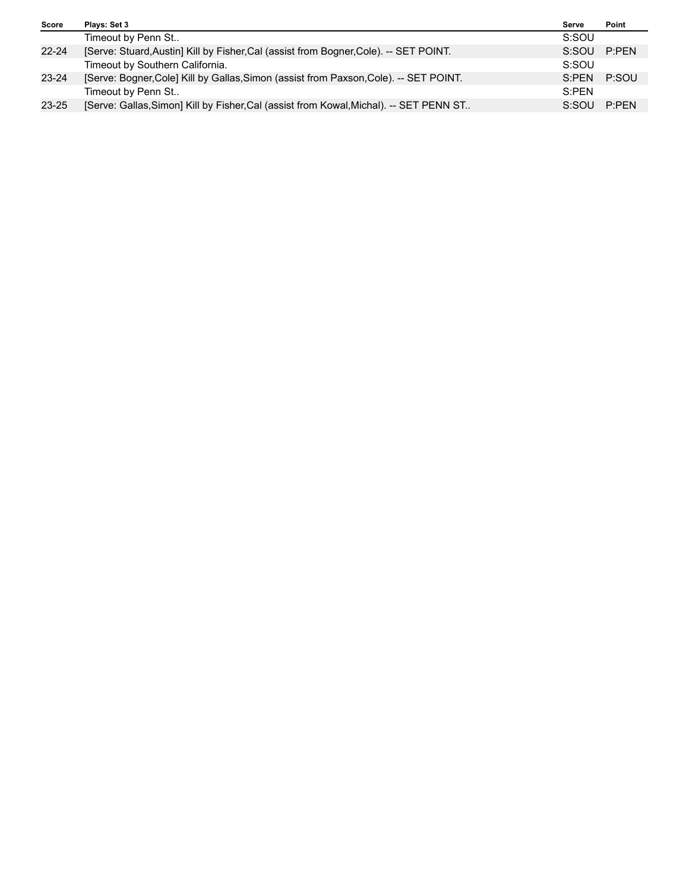| Score | Plays: Set 3 | Serve | Point |
| --- | --- | --- | --- |
| | Timeout by Penn St.. | S:SOU | |
| 22-24 | [Serve: Stuard,Austin] Kill by Fisher,Cal (assist from Bogner,Cole). -- SET POINT. | S:SOU | P:PEN |
| | Timeout by Southern California. | S:SOU | |
| 23-24 | [Serve: Bogner,Cole] Kill by Gallas,Simon (assist from Paxson,Cole). -- SET POINT. | S:PEN | P:SOU |
| | Timeout by Penn St.. | S:PEN | |
| 23-25 | [Serve: Gallas,Simon] Kill by Fisher,Cal (assist from Kowal,Michal). -- SET PENN ST.. | S:SOU | P:PEN |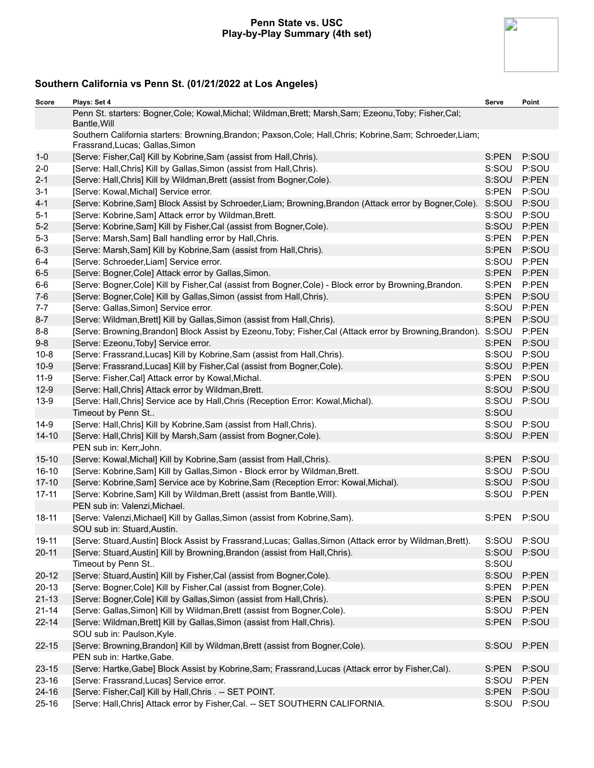**Penn State vs. USC**
**Play-by-Play Summary (4th set)**

## Southern California vs Penn St. (01/21/2022 at Los Angeles)

| Score | Plays: Set 4 | Serve | Point |
|---|---|---|---|
| | Penn St. starters: Bogner,Cole; Kowal,Michal; Wildman,Brett; Marsh,Sam; Ezeonu,Toby; Fisher,Cal; Bantle,Will | | |
| | Southern California starters: Browning,Brandon; Paxson,Cole; Hall,Chris; Kobrine,Sam; Schroeder,Liam; Frassrand,Lucas; Gallas,Simon | | |
| 1-0 | [Serve: Fisher,Cal] Kill by Kobrine,Sam (assist from Hall,Chris). | S:PEN | P:SOU |
| 2-0 | [Serve: Hall,Chris] Kill by Gallas,Simon (assist from Hall,Chris). | S:SOU | P:SOU |
| 2-1 | [Serve: Hall,Chris] Kill by Wildman,Brett (assist from Bogner,Cole). | S:SOU | P:PEN |
| 3-1 | [Serve: Kowal,Michal] Service error. | S:PEN | P:SOU |
| 4-1 | [Serve: Kobrine,Sam] Block Assist by Schroeder,Liam; Browning,Brandon (Attack error by Bogner,Cole). | S:SOU | P:SOU |
| 5-1 | [Serve: Kobrine,Sam] Attack error by Wildman,Brett. | S:SOU | P:SOU |
| 5-2 | [Serve: Kobrine,Sam] Kill by Fisher,Cal (assist from Bogner,Cole). | S:SOU | P:PEN |
| 5-3 | [Serve: Marsh,Sam] Ball handling error by Hall,Chris. | S:PEN | P:PEN |
| 6-3 | [Serve: Marsh,Sam] Kill by Kobrine,Sam (assist from Hall,Chris). | S:PEN | P:SOU |
| 6-4 | [Serve: Schroeder,Liam] Service error. | S:SOU | P:PEN |
| 6-5 | [Serve: Bogner,Cole] Attack error by Gallas,Simon. | S:PEN | P:PEN |
| 6-6 | [Serve: Bogner,Cole] Kill by Fisher,Cal (assist from Bogner,Cole) - Block error by Browning,Brandon. | S:PEN | P:PEN |
| 7-6 | [Serve: Bogner,Cole] Kill by Gallas,Simon (assist from Hall,Chris). | S:PEN | P:SOU |
| 7-7 | [Serve: Gallas,Simon] Service error. | S:SOU | P:PEN |
| 8-7 | [Serve: Wildman,Brett] Kill by Gallas,Simon (assist from Hall,Chris). | S:PEN | P:SOU |
| 8-8 | [Serve: Browning,Brandon] Block Assist by Ezeonu,Toby; Fisher,Cal (Attack error by Browning,Brandon). | S:SOU | P:PEN |
| 9-8 | [Serve: Ezeonu,Toby] Service error. | S:PEN | P:SOU |
| 10-8 | [Serve: Frassrand,Lucas] Kill by Kobrine,Sam (assist from Hall,Chris). | S:SOU | P:SOU |
| 10-9 | [Serve: Frassrand,Lucas] Kill by Fisher,Cal (assist from Bogner,Cole). | S:SOU | P:PEN |
| 11-9 | [Serve: Fisher,Cal] Attack error by Kowal,Michal. | S:PEN | P:SOU |
| 12-9 | [Serve: Hall,Chris] Attack error by Wildman,Brett. | S:SOU | P:SOU |
| 13-9 | [Serve: Hall,Chris] Service ace by Hall,Chris (Reception Error: Kowal,Michal). | S:SOU | P:SOU |
| | Timeout by Penn St.. | S:SOU | |
| 14-9 | [Serve: Hall,Chris] Kill by Kobrine,Sam (assist from Hall,Chris). | S:SOU | P:SOU |
| 14-10 | [Serve: Hall,Chris] Kill by Marsh,Sam (assist from Bogner,Cole). | S:SOU | P:PEN |
| | PEN sub in: Kerr,John. | | |
| 15-10 | [Serve: Kowal,Michal] Kill by Kobrine,Sam (assist from Hall,Chris). | S:PEN | P:SOU |
| 16-10 | [Serve: Kobrine,Sam] Kill by Gallas,Simon - Block error by Wildman,Brett. | S:SOU | P:SOU |
| 17-10 | [Serve: Kobrine,Sam] Service ace by Kobrine,Sam (Reception Error: Kowal,Michal). | S:SOU | P:SOU |
| 17-11 | [Serve: Kobrine,Sam] Kill by Wildman,Brett (assist from Bantle,Will). | S:SOU | P:PEN |
| | PEN sub in: Valenzi,Michael. | | |
| 18-11 | [Serve: Valenzi,Michael] Kill by Gallas,Simon (assist from Kobrine,Sam). | S:PEN | P:SOU |
| | SOU sub in: Stuard,Austin. | | |
| 19-11 | [Serve: Stuard,Austin] Block Assist by Frassrand,Lucas; Gallas,Simon (Attack error by Wildman,Brett). | S:SOU | P:SOU |
| 20-11 | [Serve: Stuard,Austin] Kill by Browning,Brandon (assist from Hall,Chris). | S:SOU | P:SOU |
| | Timeout by Penn St.. | S:SOU | |
| 20-12 | [Serve: Stuard,Austin] Kill by Fisher,Cal (assist from Bogner,Cole). | S:SOU | P:PEN |
| 20-13 | [Serve: Bogner,Cole] Kill by Fisher,Cal (assist from Bogner,Cole). | S:PEN | P:PEN |
| 21-13 | [Serve: Bogner,Cole] Kill by Gallas,Simon (assist from Hall,Chris). | S:PEN | P:SOU |
| 21-14 | [Serve: Gallas,Simon] Kill by Wildman,Brett (assist from Bogner,Cole). | S:SOU | P:PEN |
| 22-14 | [Serve: Wildman,Brett] Kill by Gallas,Simon (assist from Hall,Chris). | S:PEN | P:SOU |
| | SOU sub in: Paulson,Kyle. | | |
| 22-15 | [Serve: Browning,Brandon] Kill by Wildman,Brett (assist from Bogner,Cole). | S:SOU | P:PEN |
| | PEN sub in: Hartke,Gabe. | | |
| 23-15 | [Serve: Hartke,Gabe] Block Assist by Kobrine,Sam; Frassrand,Lucas (Attack error by Fisher,Cal). | S:PEN | P:SOU |
| 23-16 | [Serve: Frassrand,Lucas] Service error. | S:SOU | P:PEN |
| 24-16 | [Serve: Fisher,Cal] Kill by Hall,Chris . -- SET POINT. | S:PEN | P:SOU |
| 25-16 | [Serve: Hall,Chris] Attack error by Fisher,Cal. -- SET SOUTHERN CALIFORNIA. | S:SOU | P:SOU |